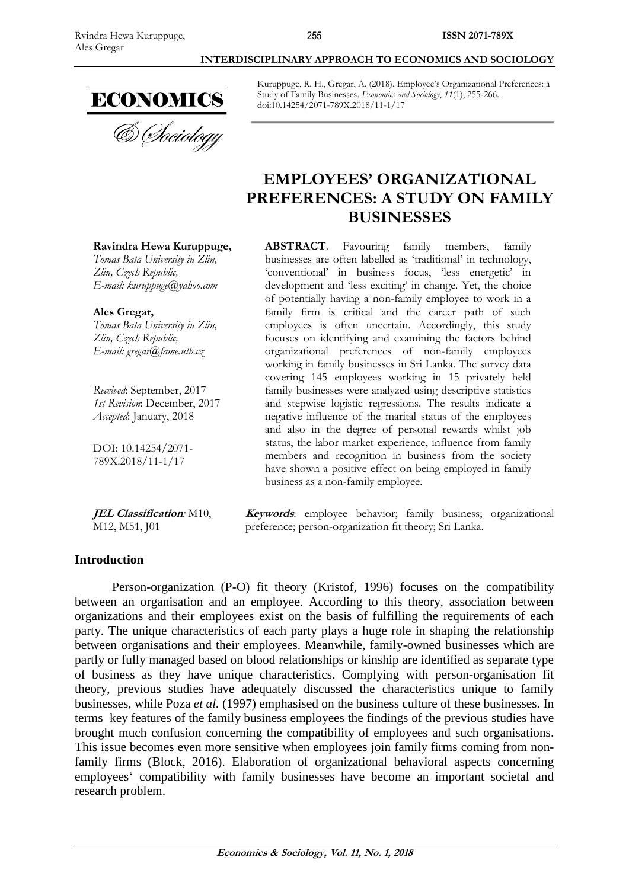Kuruppuge, R. H., Gregar, A. (2018). Employee's Organizational Preferences: a Study of Family Businesses. *Economics and Sociology*, *11*(1), 255-266. doi:10.14254/2071-789X.2018/11-1/17

# EMPLOYEES' ORGANIZATIONAL PREFERENCES: A STUDY ON FAMILY BUSINESSES

**Ravindra Hewa Kuruppuge,**
*Tomas Bata University in Zlin, Zlin, Czech Republic, E-mail: kuruppuge@yahoo.com*

**Ales Gregar,**
*Tomas Bata University in Zlin, Zlin, Czech Republic, E-mail: gregar@fame.utb.cz*

*Received*: September, 2017
*1st Revision*: December, 2017
*Accepted*: January, 2018

DOI: 10.14254/2071-789X.2018/11-1/17

**ABSTRACT**. Favouring family members, family businesses are often labelled as 'traditional' in technology, 'conventional' in business focus, 'less energetic' in development and 'less exciting' in change. Yet, the choice of potentially having a non-family employee to work in a family firm is critical and the career path of such employees is often uncertain. Accordingly, this study focuses on identifying and examining the factors behind organizational preferences of non-family employees working in family businesses in Sri Lanka. The survey data covering 145 employees working in 15 privately held family businesses were analyzed using descriptive statistics and stepwise logistic regressions. The results indicate a negative influence of the marital status of the employees and also in the degree of personal rewards whilst job status, the labor market experience, influence from family members and recognition in business from the society have shown a positive effect on being employed in family business as a non-family employee.

***JEL Classification**:* M10, M12, M51, J01

***Keywords***: employee behavior; family business; organizational preference; person-organization fit theory; Sri Lanka.

## Introduction

Person-organization (P-O) fit theory (Kristof, 1996) focuses on the compatibility between an organisation and an employee. According to this theory, association between organizations and their employees exist on the basis of fulfilling the requirements of each party. The unique characteristics of each party plays a huge role in shaping the relationship between organisations and their employees. Meanwhile, family-owned businesses which are partly or fully managed based on blood relationships or kinship are identified as separate type of business as they have unique characteristics. Complying with person-organisation fit theory, previous studies have adequately discussed the characteristics unique to family businesses, while Poza *et al.* (1997) emphasised on the business culture of these businesses. In terms key features of the family business employees the findings of the previous studies have brought much confusion concerning the compatibility of employees and such organisations. This issue becomes even more sensitive when employees join family firms coming from non-family firms (Block, 2016). Elaboration of organizational behavioral aspects concerning employees' compatibility with family businesses have become an important societal and research problem.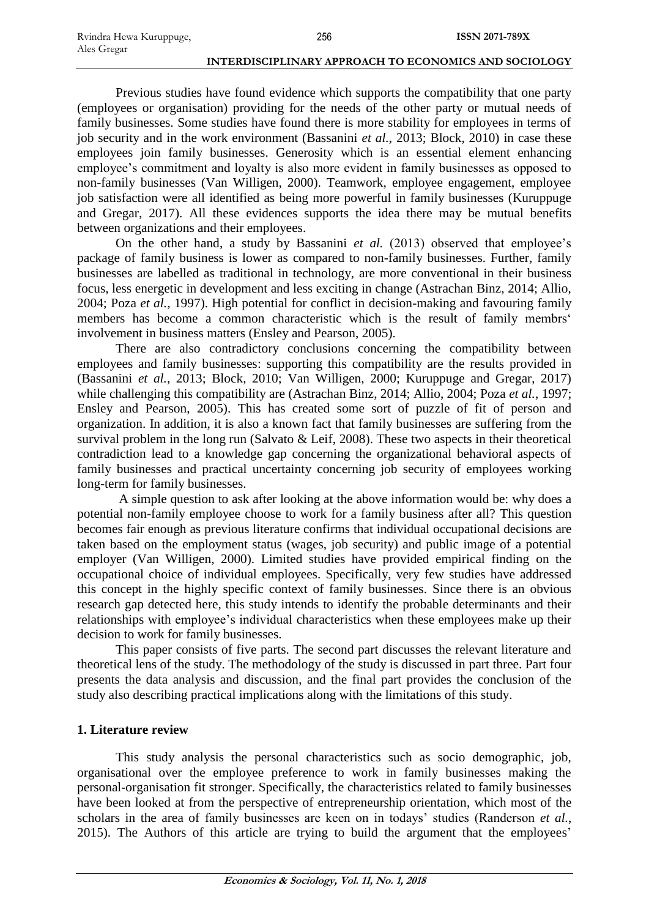Previous studies have found evidence which supports the compatibility that one party (employees or organisation) providing for the needs of the other party or mutual needs of family businesses. Some studies have found there is more stability for employees in terms of job security and in the work environment (Bassanini *et al.*, 2013; Block, 2010) in case these employees join family businesses. Generosity which is an essential element enhancing employee's commitment and loyalty is also more evident in family businesses as opposed to non-family businesses (Van Willigen, 2000). Teamwork, employee engagement, employee job satisfaction were all identified as being more powerful in family businesses (Kuruppuge and Gregar, 2017). All these evidences supports the idea there may be mutual benefits between organizations and their employees.

On the other hand, a study by Bassanini *et al.* (2013) observed that employee's package of family business is lower as compared to non-family businesses. Further, family businesses are labelled as traditional in technology, are more conventional in their business focus, less energetic in development and less exciting in change (Astrachan Binz, 2014; Allio, 2004; Poza *et al.*, 1997). High potential for conflict in decision-making and favouring family members has become a common characteristic which is the result of family membrs' involvement in business matters (Ensley and Pearson, 2005).

There are also contradictory conclusions concerning the compatibility between employees and family businesses: supporting this compatibility are the results provided in (Bassanini *et al.*, 2013; Block, 2010; Van Willigen, 2000; Kuruppuge and Gregar, 2017) while challenging this compatibility are (Astrachan Binz, 2014; Allio, 2004; Poza *et al.*, 1997; Ensley and Pearson, 2005). This has created some sort of puzzle of fit of person and organization. In addition, it is also a known fact that family businesses are suffering from the survival problem in the long run (Salvato & Leif, 2008). These two aspects in their theoretical contradiction lead to a knowledge gap concerning the organizational behavioral aspects of family businesses and practical uncertainty concerning job security of employees working long-term for family businesses.

A simple question to ask after looking at the above information would be: why does a potential non-family employee choose to work for a family business after all? This question becomes fair enough as previous literature confirms that individual occupational decisions are taken based on the employment status (wages, job security) and public image of a potential employer (Van Willigen, 2000). Limited studies have provided empirical finding on the occupational choice of individual employees. Specifically, very few studies have addressed this concept in the highly specific context of family businesses. Since there is an obvious research gap detected here, this study intends to identify the probable determinants and their relationships with employee's individual characteristics when these employees make up their decision to work for family businesses.

This paper consists of five parts. The second part discusses the relevant literature and theoretical lens of the study. The methodology of the study is discussed in part three. Part four presents the data analysis and discussion, and the final part provides the conclusion of the study also describing practical implications along with the limitations of this study.

## 1. Literature review

This study analysis the personal characteristics such as socio demographic, job, organisational over the employee preference to work in family businesses making the personal-organisation fit stronger. Specifically, the characteristics related to family businesses have been looked at from the perspective of entrepreneurship orientation, which most of the scholars in the area of family businesses are keen on in todays' studies (Randerson *et al.*, 2015). The Authors of this article are trying to build the argument that the employees'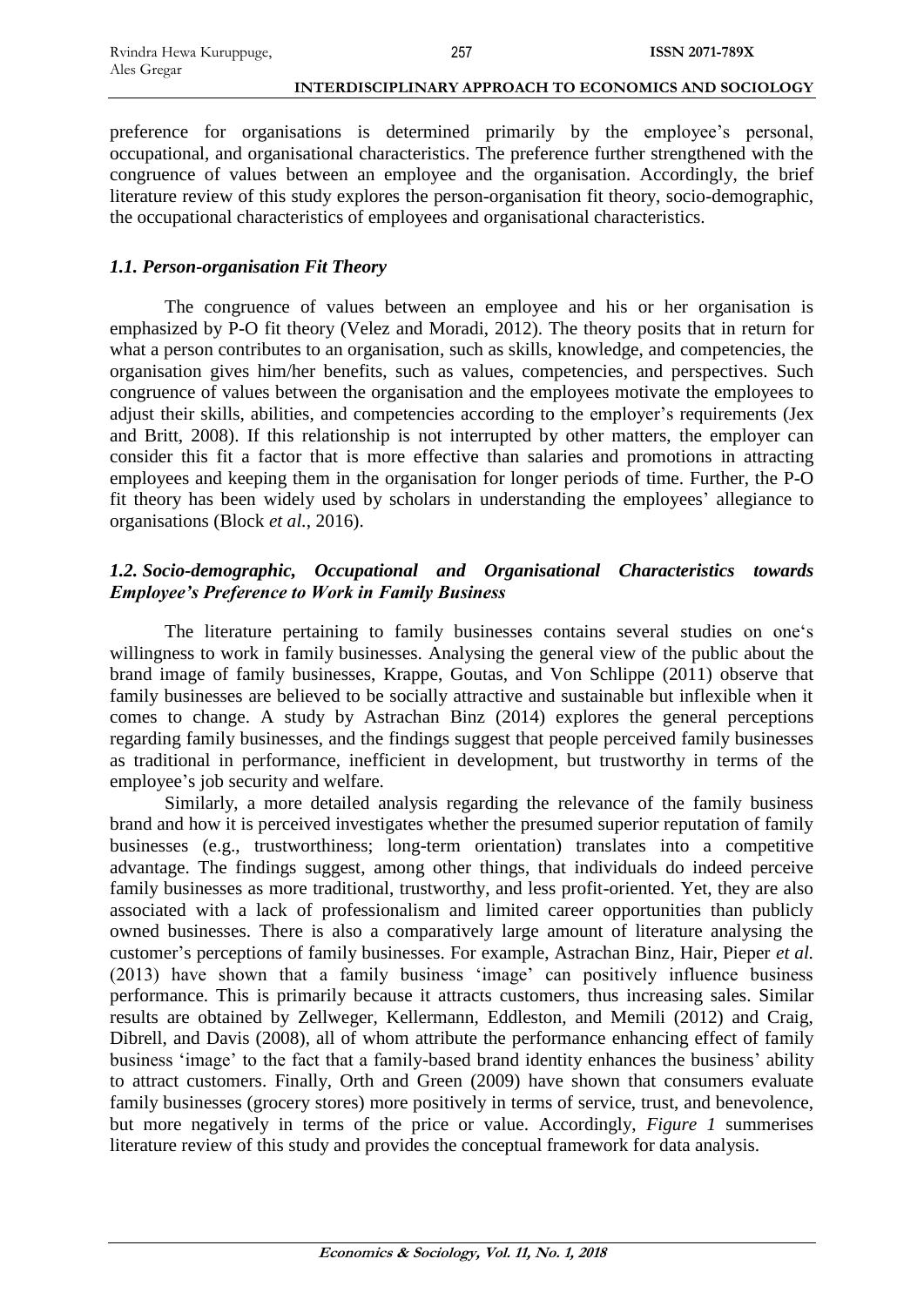preference for organisations is determined primarily by the employee's personal, occupational, and organisational characteristics. The preference further strengthened with the congruence of values between an employee and the organisation. Accordingly, the brief literature review of this study explores the person-organisation fit theory, socio-demographic, the occupational characteristics of employees and organisational characteristics.

### *1.1. Person-organisation Fit Theory*

The congruence of values between an employee and his or her organisation is emphasized by P-O fit theory (Velez and Moradi, 2012). The theory posits that in return for what a person contributes to an organisation, such as skills, knowledge, and competencies, the organisation gives him/her benefits, such as values, competencies, and perspectives. Such congruence of values between the organisation and the employees motivate the employees to adjust their skills, abilities, and competencies according to the employer's requirements (Jex and Britt, 2008). If this relationship is not interrupted by other matters, the employer can consider this fit a factor that is more effective than salaries and promotions in attracting employees and keeping them in the organisation for longer periods of time. Further, the P-O fit theory has been widely used by scholars in understanding the employees' allegiance to organisations (Block *et al.*, 2016).

### *1.2. Socio-demographic, Occupational and Organisational Characteristics towards Employee's Preference to Work in Family Business*

The literature pertaining to family businesses contains several studies on one's willingness to work in family businesses. Analysing the general view of the public about the brand image of family businesses, Krappe, Goutas, and Von Schlippe (2011) observe that family businesses are believed to be socially attractive and sustainable but inflexible when it comes to change. A study by Astrachan Binz (2014) explores the general perceptions regarding family businesses, and the findings suggest that people perceived family businesses as traditional in performance, inefficient in development, but trustworthy in terms of the employee's job security and welfare.

Similarly, a more detailed analysis regarding the relevance of the family business brand and how it is perceived investigates whether the presumed superior reputation of family businesses (e.g., trustworthiness; long-term orientation) translates into a competitive advantage. The findings suggest, among other things, that individuals do indeed perceive family businesses as more traditional, trustworthy, and less profit-oriented. Yet, they are also associated with a lack of professionalism and limited career opportunities than publicly owned businesses. There is also a comparatively large amount of literature analysing the customer's perceptions of family businesses. For example, Astrachan Binz, Hair, Pieper *et al.* (2013) have shown that a family business 'image' can positively influence business performance. This is primarily because it attracts customers, thus increasing sales. Similar results are obtained by Zellweger, Kellermann, Eddleston, and Memili (2012) and Craig, Dibrell, and Davis (2008), all of whom attribute the performance enhancing effect of family business 'image' to the fact that a family-based brand identity enhances the business' ability to attract customers. Finally, Orth and Green (2009) have shown that consumers evaluate family businesses (grocery stores) more positively in terms of service, trust, and benevolence, but more negatively in terms of the price or value. Accordingly, *Figure 1* summerises literature review of this study and provides the conceptual framework for data analysis.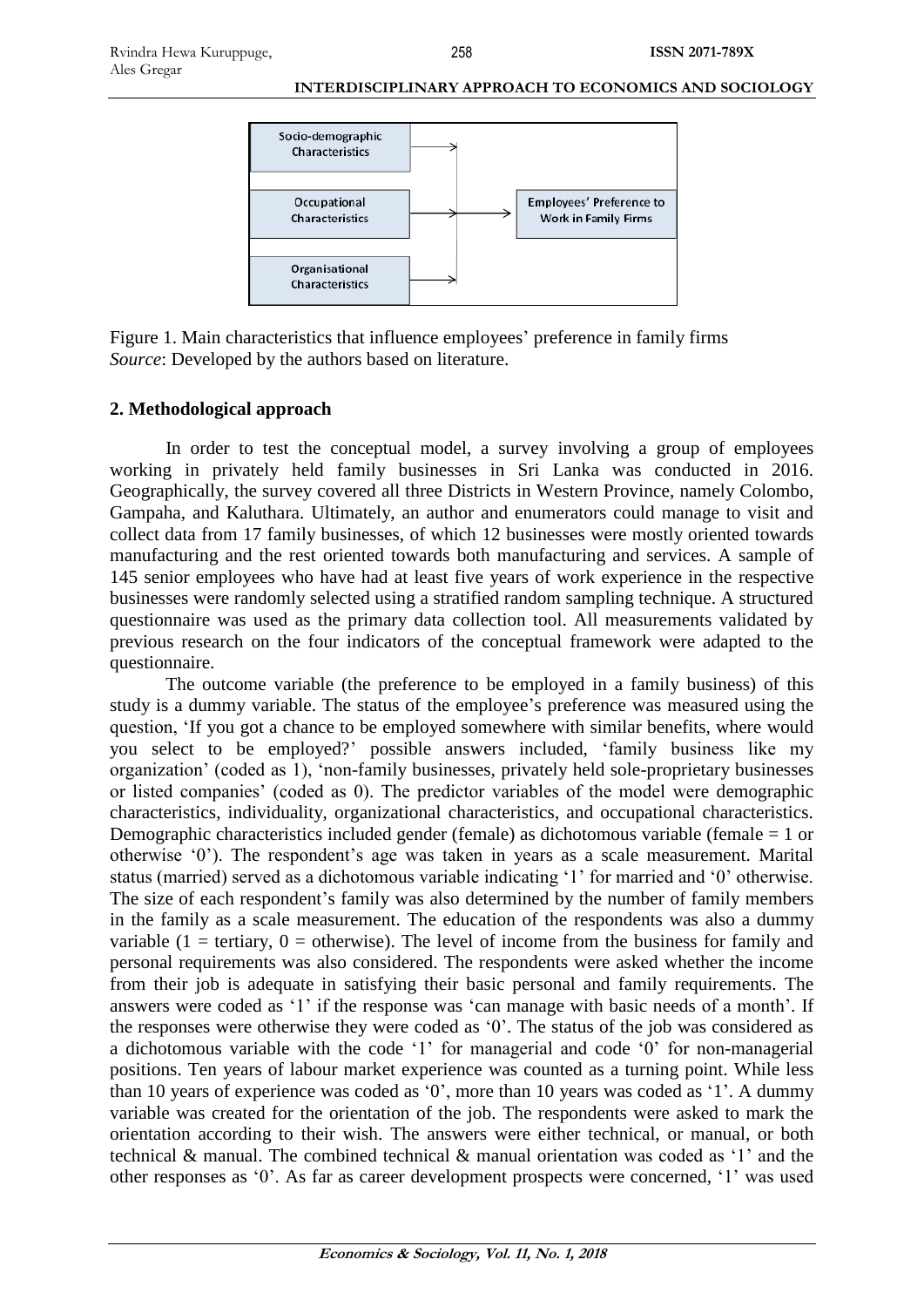Figure 1. Main characteristics that influence employees' preference in family firms
*Source*: Developed by the authors based on literature.

## 2. Methodological approach

In order to test the conceptual model, a survey involving a group of employees working in privately held family businesses in Sri Lanka was conducted in 2016. Geographically, the survey covered all three Districts in Western Province, namely Colombo, Gampaha, and Kaluthara. Ultimately, an author and enumerators could manage to visit and collect data from 17 family businesses, of which 12 businesses were mostly oriented towards manufacturing and the rest oriented towards both manufacturing and services. A sample of 145 senior employees who have had at least five years of work experience in the respective businesses were randomly selected using a stratified random sampling technique. A structured questionnaire was used as the primary data collection tool. All measurements validated by previous research on the four indicators of the conceptual framework were adapted to the questionnaire.

The outcome variable (the preference to be employed in a family business) of this study is a dummy variable. The status of the employee's preference was measured using the question, 'If you got a chance to be employed somewhere with similar benefits, where would you select to be employed?' possible answers included, 'family business like my organization' (coded as 1), 'non-family businesses, privately held sole-proprietary businesses or listed companies' (coded as 0). The predictor variables of the model were demographic characteristics, individuality, organizational characteristics, and occupational characteristics. Demographic characteristics included gender (female) as dichotomous variable (female = 1 or otherwise '0'). The respondent's age was taken in years as a scale measurement. Marital status (married) served as a dichotomous variable indicating '1' for married and '0' otherwise. The size of each respondent's family was also determined by the number of family members in the family as a scale measurement. The education of the respondents was also a dummy variable (1 = tertiary, 0 = otherwise). The level of income from the business for family and personal requirements was also considered. The respondents were asked whether the income from their job is adequate in satisfying their basic personal and family requirements. The answers were coded as '1' if the response was 'can manage with basic needs of a month'. If the responses were otherwise they were coded as '0'. The status of the job was considered as a dichotomous variable with the code '1' for managerial and code '0' for non-managerial positions. Ten years of labour market experience was counted as a turning point. While less than 10 years of experience was coded as '0', more than 10 years was coded as '1'. A dummy variable was created for the orientation of the job. The respondents were asked to mark the orientation according to their wish. The answers were either technical, or manual, or both technical & manual. The combined technical & manual orientation was coded as '1' and the other responses as '0'. As far as career development prospects were concerned, '1' was used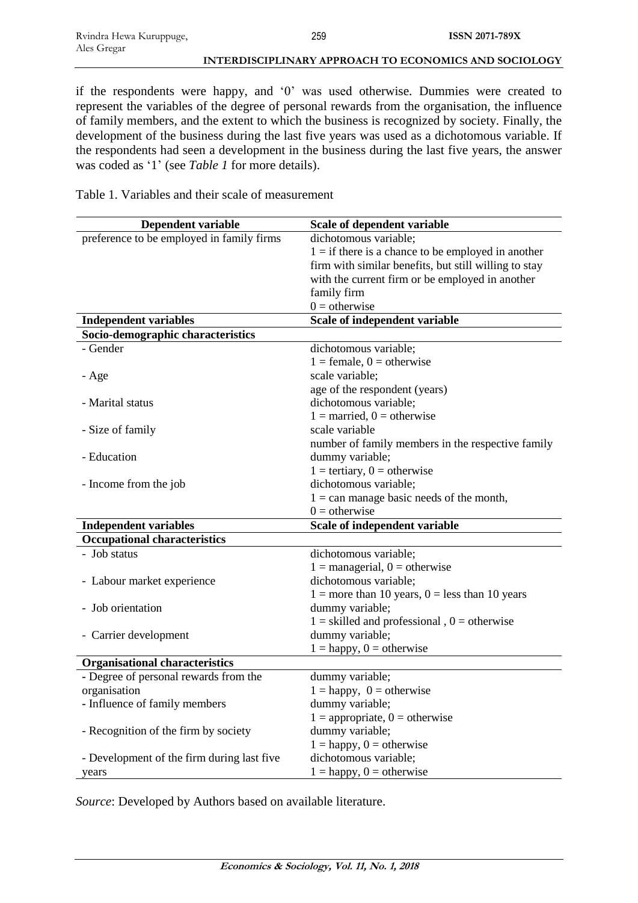if the respondents were happy, and '0' was used otherwise. Dummies were created to represent the variables of the degree of personal rewards from the organisation, the influence of family members, and the extent to which the business is recognized by society. Finally, the development of the business during the last five years was used as a dichotomous variable. If the respondents had seen a development in the business during the last five years, the answer was coded as '1' (see *Table 1* for more details).

Table 1. Variables and their scale of measurement

| Dependent variable | Scale of dependent variable |
|---|---|
| preference to be employed in family firms | dichotomous variable; 1 = if there is a chance to be employed in another firm with similar benefits, but still willing to stay with the current firm or be employed in another family firm 0 = otherwise |
| **Independent variables** | **Scale of independent variable** |
| **Socio-demographic characteristics** | |
| - Gender | dichotomous variable; 1 = female, 0 = otherwise |
| - Age | scale variable; age of the respondent (years) |
| - Marital status | dichotomous variable; 1 = married, 0 = otherwise |
| - Size of family | scale variable number of family members in the respective family |
| - Education | dummy variable; 1 = tertiary, 0 = otherwise |
| - Income from the job | dichotomous variable; 1 = can manage basic needs of the month, 0 = otherwise |
| **Independent variables** | **Scale of independent variable** |
| **Occupational characteristics** | |
| - Job status | dichotomous variable; 1 = managerial, 0 = otherwise |
| - Labour market experience | dichotomous variable; 1 = more than 10 years, 0 = less than 10 years |
| - Job orientation | dummy variable; 1 = skilled and professional , 0 = otherwise |
| - Carrier development | dummy variable; 1 = happy, 0 = otherwise |
| **Organisational characteristics** | |
| - Degree of personal rewards from the organisation | dummy variable; 1 = happy, 0 = otherwise |
| - Influence of family members | dummy variable; 1 = appropriate, 0 = otherwise |
| - Recognition of the firm by society | dummy variable; 1 = happy, 0 = otherwise |
| - Development of the firm during last five years | dichotomous variable; 1 = happy, 0 = otherwise |

*Source*: Developed by Authors based on available literature.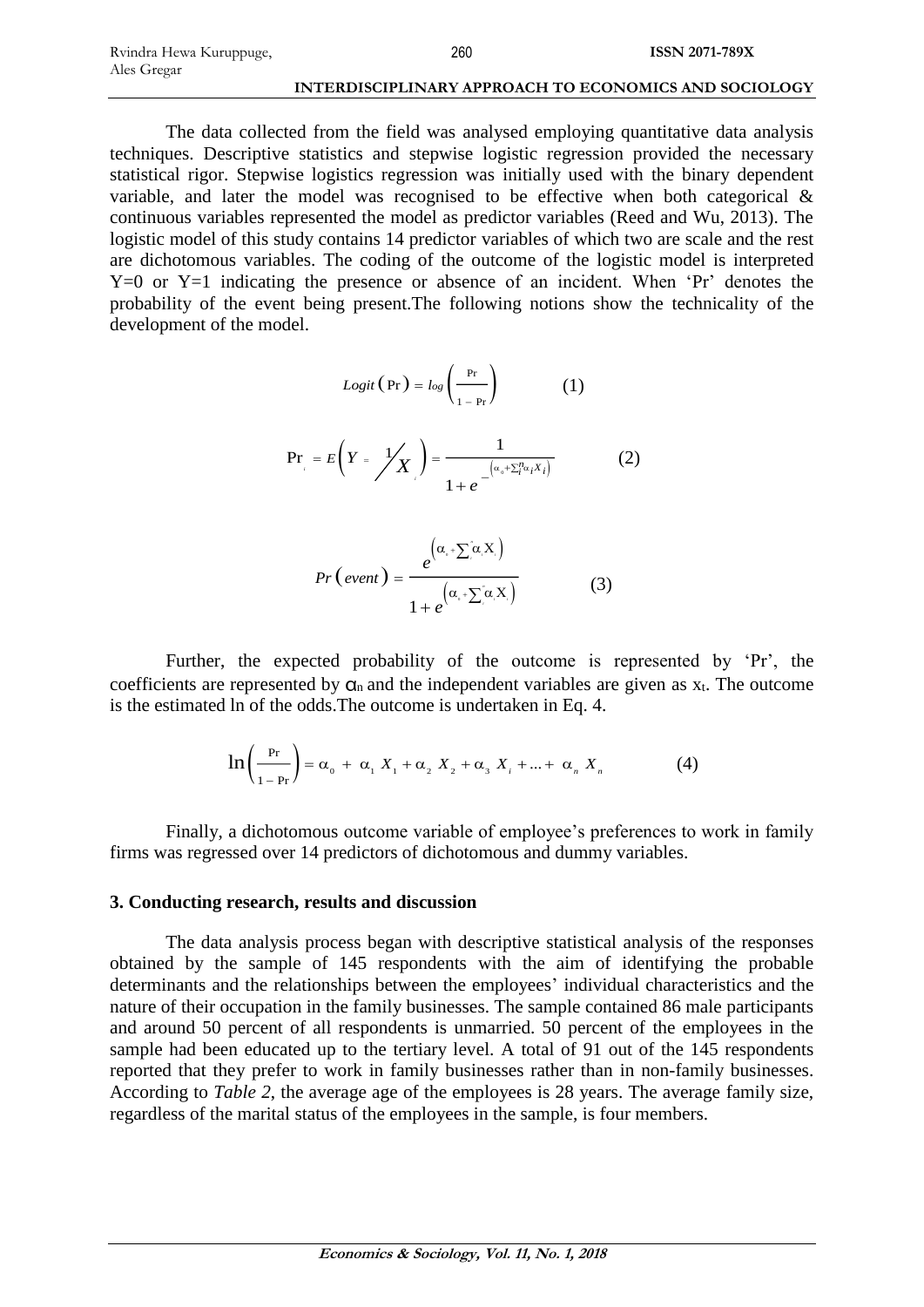The data collected from the field was analysed employing quantitative data analysis techniques. Descriptive statistics and stepwise logistic regression provided the necessary statistical rigor. Stepwise logistics regression was initially used with the binary dependent variable, and later the model was recognised to be effective when both categorical & continuous variables represented the model as predictor variables (Reed and Wu, 2013). The logistic model of this study contains 14 predictor variables of which two are scale and the rest are dichotomous variables. The coding of the outcome of the logistic model is interpreted Y=0 or Y=1 indicating the presence or absence of an incident. When 'Pr' denotes the probability of the event being present.The following notions show the technicality of the development of the model.

$$Logit(\mathrm{Pr}) = log\left(\frac{\mathrm{Pr}}{1-\mathrm{Pr}}\right) \qquad (1)$$

$$\mathrm{Pr}_i = E\left(Y = \frac{1}{X_i}\right) = \frac{1}{1+e^{-\left(\alpha_0+\sum_i^n \alpha_i X_i\right)}} \qquad (2)$$

$$Pr(event) = \frac{e^{\left(\alpha_0+\sum_i^n \alpha_i X_i\right)}}{1+e^{\left(\alpha_0+\sum_i^n \alpha_i X_i\right)}} \qquad (3)$$

Further, the expected probability of the outcome is represented by 'Pr', the coefficients are represented by $\alpha_n$ and the independent variables are given as $x_t$. The outcome is the estimated ln of the odds.The outcome is undertaken in Eq. 4.

$$\ln\left(\frac{\mathrm{Pr}}{1-\mathrm{Pr}}\right) = \alpha_0 + \alpha_1 X_1 + \alpha_2 X_2 + \alpha_3 X_i + \ldots + \alpha_n X_n \qquad (4)$$

Finally, a dichotomous outcome variable of employee's preferences to work in family firms was regressed over 14 predictors of dichotomous and dummy variables.

## 3. Conducting research, results and discussion

The data analysis process began with descriptive statistical analysis of the responses obtained by the sample of 145 respondents with the aim of identifying the probable determinants and the relationships between the employees' individual characteristics and the nature of their occupation in the family businesses. The sample contained 86 male participants and around 50 percent of all respondents is unmarried. 50 percent of the employees in the sample had been educated up to the tertiary level. A total of 91 out of the 145 respondents reported that they prefer to work in family businesses rather than in non-family businesses. According to *Table 2*, the average age of the employees is 28 years. The average family size, regardless of the marital status of the employees in the sample, is four members.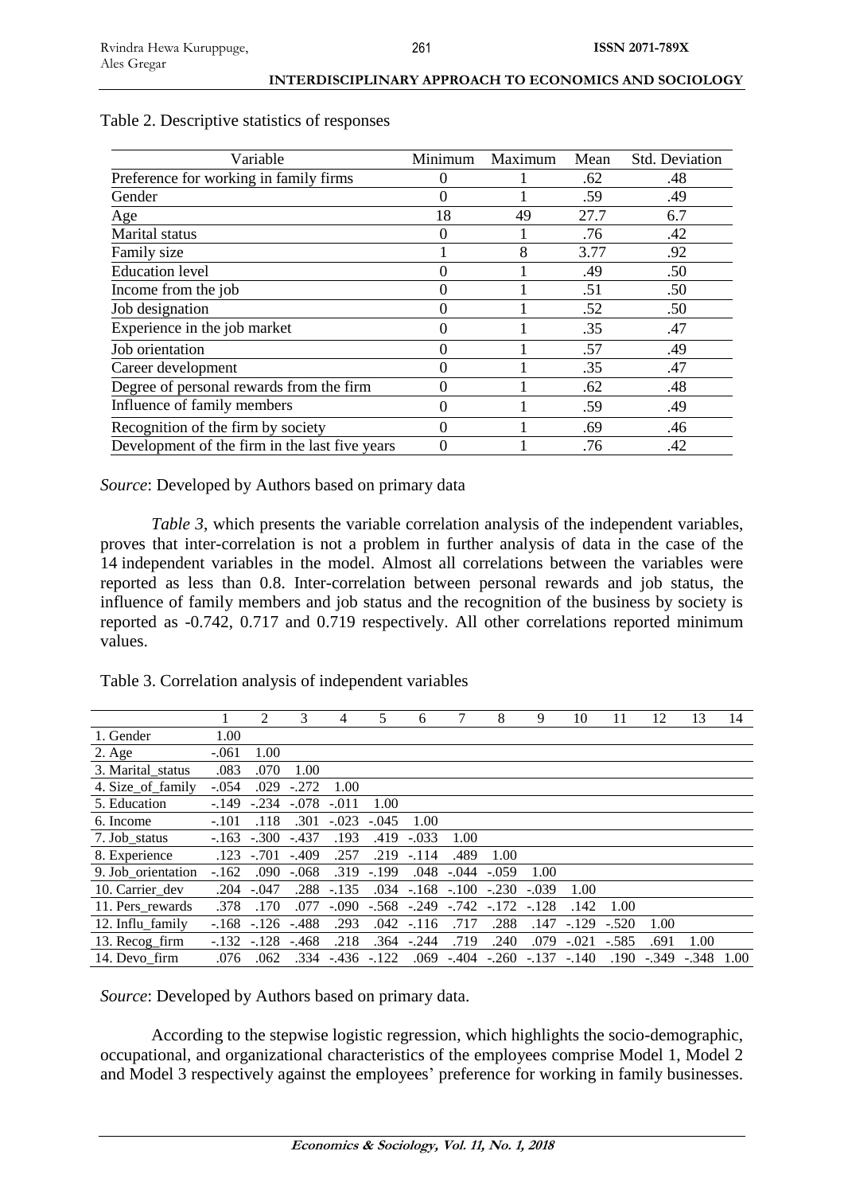Table 2. Descriptive statistics of responses

| Variable | Minimum | Maximum | Mean | Std. Deviation |
|---|---|---|---|---|
| Preference for working in family firms | 0 | 1 | .62 | .48 |
| Gender | 0 | 1 | .59 | .49 |
| Age | 18 | 49 | 27.7 | 6.7 |
| Marital status | 0 | 1 | .76 | .42 |
| Family size | 1 | 8 | 3.77 | .92 |
| Education level | 0 | 1 | .49 | .50 |
| Income from the job | 0 | 1 | .51 | .50 |
| Job designation | 0 | 1 | .52 | .50 |
| Experience in the job market | 0 | 1 | .35 | .47 |
| Job orientation | 0 | 1 | .57 | .49 |
| Career development | 0 | 1 | .35 | .47 |
| Degree of personal rewards from the firm | 0 | 1 | .62 | .48 |
| Influence of family members | 0 | 1 | .59 | .49 |
| Recognition of the firm by society | 0 | 1 | .69 | .46 |
| Development of the firm in the last five years | 0 | 1 | .76 | .42 |

*Source*: Developed by Authors based on primary data

*Table 3*, which presents the variable correlation analysis of the independent variables, proves that inter-correlation is not a problem in further analysis of data in the case of the 14 independent variables in the model. Almost all correlations between the variables were reported as less than 0.8. Inter-correlation between personal rewards and job status, the influence of family members and job status and the recognition of the business by society is reported as -0.742, 0.717 and 0.719 respectively. All other correlations reported minimum values.

Table 3. Correlation analysis of independent variables

| | 1 | 2 | 3 | 4 | 5 | 6 | 7 | 8 | 9 | 10 | 11 | 12 | 13 | 14 |
|---|---|---|---|---|---|---|---|---|---|---|---|---|---|---|
| 1. Gender | 1.00 | | | | | | | | | | | | | |
| 2. Age | -.061 | 1.00 | | | | | | | | | | | | |
| 3. Marital_status | .083 | .070 | 1.00 | | | | | | | | | | | |
| 4. Size_of_family | -.054 | .029 | -.272 | 1.00 | | | | | | | | | | |
| 5. Education | -.149 | -.234 | -.078 | -.011 | 1.00 | | | | | | | | | |
| 6. Income | -.101 | .118 | .301 | -.023 | -.045 | 1.00 | | | | | | | | |
| 7. Job_status | -.163 | -.300 | -.437 | .193 | .419 | -.033 | 1.00 | | | | | | | |
| 8. Experience | .123 | -.701 | -.409 | .257 | .219 | -.114 | .489 | 1.00 | | | | | | |
| 9. Job_orientation | -.162 | .090 | -.068 | .319 | -.199 | .048 | -.044 | -.059 | 1.00 | | | | | |
| 10. Carrier_dev | .204 | -.047 | .288 | -.135 | .034 | -.168 | -.100 | -.230 | -.039 | 1.00 | | | | |
| 11. Pers_rewards | .378 | .170 | .077 | -.090 | -.568 | -.249 | -.742 | -.172 | -.128 | .142 | 1.00 | | | |
| 12. Influ_family | -.168 | -.126 | -.488 | .293 | .042 | -.116 | .717 | .288 | .147 | -.129 | -.520 | 1.00 | | |
| 13. Recog_firm | -.132 | -.128 | -.468 | .218 | .364 | -.244 | .719 | .240 | .079 | -.021 | -.585 | .691 | 1.00 | |
| 14. Devo_firm | .076 | .062 | .334 | -.436 | -.122 | .069 | -.404 | -.260 | -.137 | -.140 | .190 | -.349 | -.348 | 1.00 |

*Source*: Developed by Authors based on primary data.

According to the stepwise logistic regression, which highlights the socio-demographic, occupational, and organizational characteristics of the employees comprise Model 1, Model 2 and Model 3 respectively against the employees' preference for working in family businesses.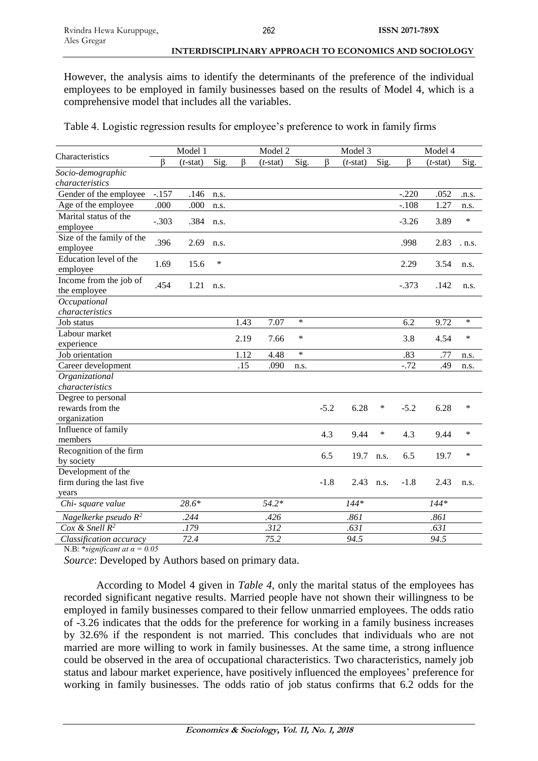However, the analysis aims to identify the determinants of the preference of the individual employees to be employed in family businesses based on the results of Model 4, which is a comprehensive model that includes all the variables.

Table 4. Logistic regression results for employee's preference to work in family firms

| Characteristics | Model 1 | | | Model 2 | | | Model 3 | | | Model 4 | | |
|---|---|---|---|---|---|---|---|---|---|---|---|---|
| | β | (*t*-stat) | Sig. | β | (*t*-stat) | Sig. | β | (*t*-stat) | Sig. | β | (*t*-stat) | Sig. |
| *Socio-demographic characteristics* | | | | | | | | | | | | |
| Gender of the employee | -.157 | .146 | n.s. | | | | | | | -.220 | .052 | .n.s. |
| Age of the employee | .000 | .000 | n.s. | | | | | | | -.108 | 1.27 | n.s. |
| Marital status of the employee | -.303 | .384 | n.s. | | | | | | | -3.26 | 3.89 | * |
| Size of the family of the employee | .396 | 2.69 | n.s. | | | | | | | .998 | 2.83 | . n.s. |
| Education level of the employee | 1.69 | 15.6 | * | | | | | | | 2.29 | 3.54 | n.s. |
| Income from the job of the employee | .454 | 1.21 | n.s. | | | | | | | -.373 | .142 | n.s. |
| *Occupational characteristics* | | | | | | | | | | | | |
| Job status | | | | 1.43 | 7.07 | * | | | | 6.2 | 9.72 | * |
| Labour market experience | | | | 2.19 | 7.66 | * | | | | 3.8 | 4.54 | * |
| Job orientation | | | | 1.12 | 4.48 | * | | | | .83 | .77 | n.s. |
| Career development | | | | .15 | .090 | n.s. | | | | -.72 | .49 | n.s. |
| *Organizational characteristics* | | | | | | | | | | | | |
| Degree to personal rewards from the organization | | | | | | | -5.2 | 6.28 | * | -5.2 | 6.28 | * |
| Influence of family members | | | | | | | 4.3 | 9.44 | * | 4.3 | 9.44 | * |
| Recognition of the firm by society | | | | | | | 6.5 | 19.7 | n.s. | 6.5 | 19.7 | * |
| Development of the firm during the last five years | | | | | | | -1.8 | 2.43 | n.s. | -1.8 | 2.43 | n.s. |
| *Chi- square value* | *28.6** | | | *54.2** | | | *144** | | | *144** | | |
| *Nagelkerke pseudo $R^2$* | *.244* | | | *.426* | | | *.861* | | | *.861* | | |
| *Cox & Snell $R^2$* | *.179* | | | *.312* | | | *.631* | | | *.631* | | |
| *Classification accuracy* | *72.4* | | | *75.2* | | | *94.5* | | | *94.5* | | |

N.B: **significant at $\alpha = 0.05$*

*Source*: Developed by Authors based on primary data.

According to Model 4 given in *Table 4*, only the marital status of the employees has recorded significant negative results. Married people have not shown their willingness to be employed in family businesses compared to their fellow unmarried employees. The odds ratio of -3.26 indicates that the odds for the preference for working in a family business increases by 32.6% if the respondent is not married. This concludes that individuals who are not married are more willing to work in family businesses. At the same time, a strong influence could be observed in the area of occupational characteristics. Two characteristics, namely job status and labour market experience, have positively influenced the employees' preference for working in family businesses. The odds ratio of job status confirms that 6.2 odds for the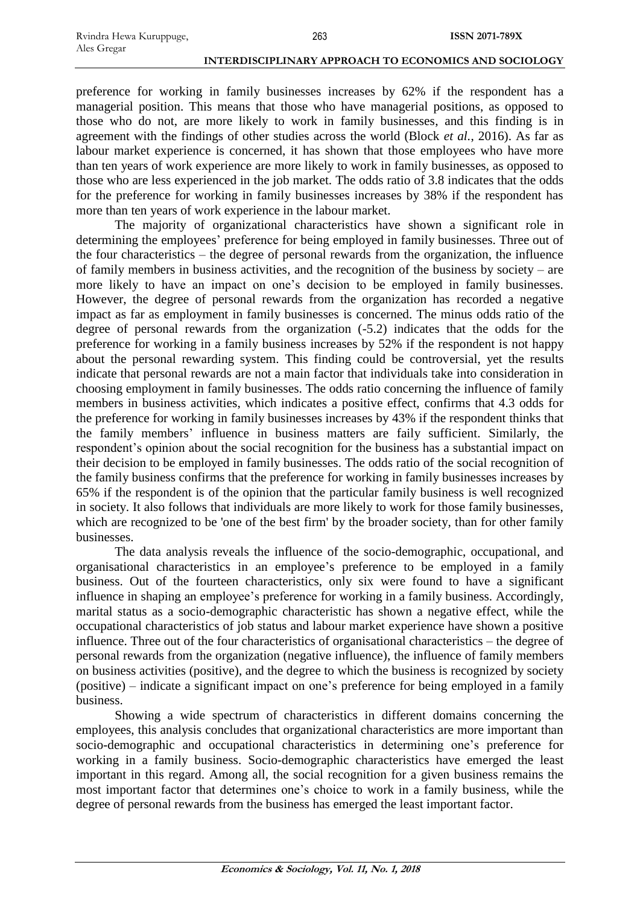preference for working in family businesses increases by 62% if the respondent has a managerial position. This means that those who have managerial positions, as opposed to those who do not, are more likely to work in family businesses, and this finding is in agreement with the findings of other studies across the world (Block *et al.*, 2016). As far as labour market experience is concerned, it has shown that those employees who have more than ten years of work experience are more likely to work in family businesses, as opposed to those who are less experienced in the job market. The odds ratio of 3.8 indicates that the odds for the preference for working in family businesses increases by 38% if the respondent has more than ten years of work experience in the labour market.

The majority of organizational characteristics have shown a significant role in determining the employees' preference for being employed in family businesses. Three out of the four characteristics – the degree of personal rewards from the organization, the influence of family members in business activities, and the recognition of the business by society – are more likely to have an impact on one's decision to be employed in family businesses. However, the degree of personal rewards from the organization has recorded a negative impact as far as employment in family businesses is concerned. The minus odds ratio of the degree of personal rewards from the organization (-5.2) indicates that the odds for the preference for working in a family business increases by 52% if the respondent is not happy about the personal rewarding system. This finding could be controversial, yet the results indicate that personal rewards are not a main factor that individuals take into consideration in choosing employment in family businesses. The odds ratio concerning the influence of family members in business activities, which indicates a positive effect, confirms that 4.3 odds for the preference for working in family businesses increases by 43% if the respondent thinks that the family members' influence in business matters are faily sufficient. Similarly, the respondent's opinion about the social recognition for the business has a substantial impact on their decision to be employed in family businesses. The odds ratio of the social recognition of the family business confirms that the preference for working in family businesses increases by 65% if the respondent is of the opinion that the particular family business is well recognized in society. It also follows that individuals are more likely to work for those family businesses, which are recognized to be 'one of the best firm' by the broader society, than for other family businesses.

The data analysis reveals the influence of the socio-demographic, occupational, and organisational characteristics in an employee's preference to be employed in a family business. Out of the fourteen characteristics, only six were found to have a significant influence in shaping an employee's preference for working in a family business. Accordingly, marital status as a socio-demographic characteristic has shown a negative effect, while the occupational characteristics of job status and labour market experience have shown a positive influence. Three out of the four characteristics of organisational characteristics – the degree of personal rewards from the organization (negative influence), the influence of family members on business activities (positive), and the degree to which the business is recognized by society (positive) – indicate a significant impact on one's preference for being employed in a family business.

Showing a wide spectrum of characteristics in different domains concerning the employees, this analysis concludes that organizational characteristics are more important than socio-demographic and occupational characteristics in determining one's preference for working in a family business. Socio-demographic characteristics have emerged the least important in this regard. Among all, the social recognition for a given business remains the most important factor that determines one's choice to work in a family business, while the degree of personal rewards from the business has emerged the least important factor.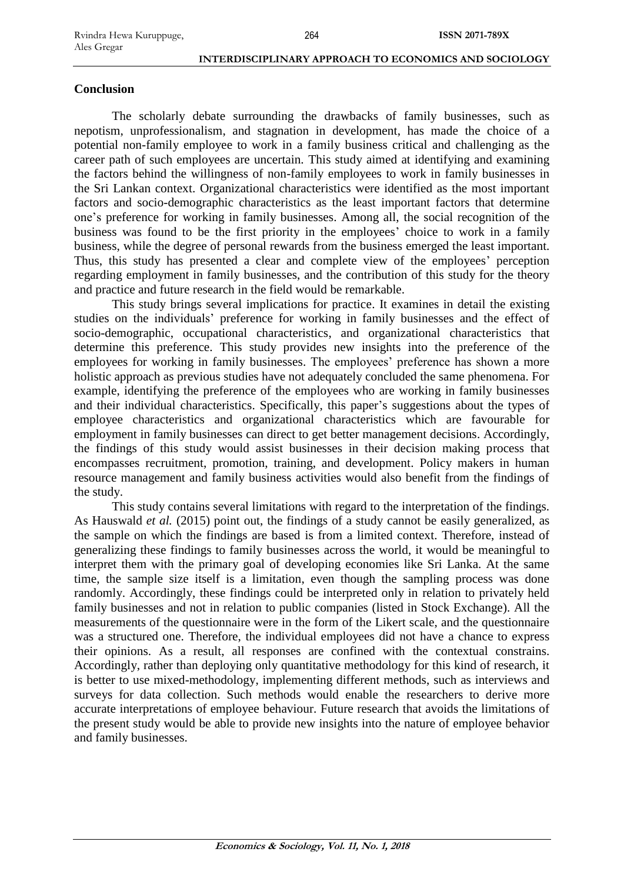## Conclusion

The scholarly debate surrounding the drawbacks of family businesses, such as nepotism, unprofessionalism, and stagnation in development, has made the choice of a potential non-family employee to work in a family business critical and challenging as the career path of such employees are uncertain. This study aimed at identifying and examining the factors behind the willingness of non-family employees to work in family businesses in the Sri Lankan context. Organizational characteristics were identified as the most important factors and socio-demographic characteristics as the least important factors that determine one's preference for working in family businesses. Among all, the social recognition of the business was found to be the first priority in the employees' choice to work in a family business, while the degree of personal rewards from the business emerged the least important. Thus, this study has presented a clear and complete view of the employees' perception regarding employment in family businesses, and the contribution of this study for the theory and practice and future research in the field would be remarkable.

This study brings several implications for practice. It examines in detail the existing studies on the individuals' preference for working in family businesses and the effect of socio-demographic, occupational characteristics, and organizational characteristics that determine this preference. This study provides new insights into the preference of the employees for working in family businesses. The employees' preference has shown a more holistic approach as previous studies have not adequately concluded the same phenomena. For example, identifying the preference of the employees who are working in family businesses and their individual characteristics. Specifically, this paper's suggestions about the types of employee characteristics and organizational characteristics which are favourable for employment in family businesses can direct to get better management decisions. Accordingly, the findings of this study would assist businesses in their decision making process that encompasses recruitment, promotion, training, and development. Policy makers in human resource management and family business activities would also benefit from the findings of the study.

This study contains several limitations with regard to the interpretation of the findings. As Hauswald *et al.* (2015) point out, the findings of a study cannot be easily generalized, as the sample on which the findings are based is from a limited context. Therefore, instead of generalizing these findings to family businesses across the world, it would be meaningful to interpret them with the primary goal of developing economies like Sri Lanka. At the same time, the sample size itself is a limitation, even though the sampling process was done randomly. Accordingly, these findings could be interpreted only in relation to privately held family businesses and not in relation to public companies (listed in Stock Exchange). All the measurements of the questionnaire were in the form of the Likert scale, and the questionnaire was a structured one. Therefore, the individual employees did not have a chance to express their opinions. As a result, all responses are confined with the contextual constrains. Accordingly, rather than deploying only quantitative methodology for this kind of research, it is better to use mixed-methodology, implementing different methods, such as interviews and surveys for data collection. Such methods would enable the researchers to derive more accurate interpretations of employee behaviour. Future research that avoids the limitations of the present study would be able to provide new insights into the nature of employee behavior and family businesses.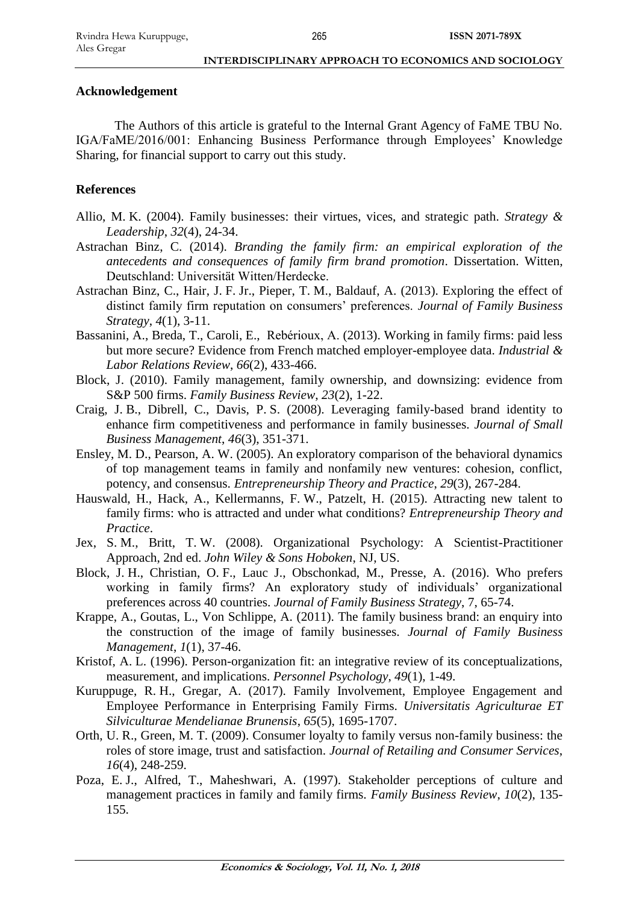## Acknowledgement

The Authors of this article is grateful to the Internal Grant Agency of FaME TBU No. IGA/FaME/2016/001: Enhancing Business Performance through Employees' Knowledge Sharing, for financial support to carry out this study.

## References

Allio, M. K. (2004). Family businesses: their virtues, vices, and strategic path. *Strategy & Leadership*, *32*(4), 24-34.

Astrachan Binz, C. (2014). *Branding the family firm: an empirical exploration of the antecedents and consequences of family firm brand promotion*. Dissertation. Witten, Deutschland: Universität Witten/Herdecke.

Astrachan Binz, C., Hair, J. F. Jr., Pieper, T. M., Baldauf, A. (2013). Exploring the effect of distinct family firm reputation on consumers' preferences. *Journal of Family Business Strategy*, *4*(1), 3-11.

Bassanini, A., Breda, T., Caroli, E., Rebérioux, A. (2013). Working in family firms: paid less but more secure? Evidence from French matched employer-employee data. *Industrial & Labor Relations Review*, *66*(2), 433-466.

Block, J. (2010). Family management, family ownership, and downsizing: evidence from S&P 500 firms. *Family Business Review*, *23*(2), 1-22.

Craig, J. B., Dibrell, C., Davis, P. S. (2008). Leveraging family-based brand identity to enhance firm competitiveness and performance in family businesses. *Journal of Small Business Management*, *46*(3), 351-371.

Ensley, M. D., Pearson, A. W. (2005). An exploratory comparison of the behavioral dynamics of top management teams in family and nonfamily new ventures: cohesion, conflict, potency, and consensus. *Entrepreneurship Theory and Practice*, *29*(3), 267-284.

Hauswald, H., Hack, A., Kellermanns, F. W., Patzelt, H. (2015). Attracting new talent to family firms: who is attracted and under what conditions? *Entrepreneurship Theory and Practice*.

Jex, S. M., Britt, T. W. (2008). Organizational Psychology: A Scientist-Practitioner Approach, 2nd ed. *John Wiley & Sons Hoboken*, NJ, US.

Block, J. H., Christian, O. F., Lauc J., Obschonkad, M., Presse, A. (2016). Who prefers working in family firms? An exploratory study of individuals' organizational preferences across 40 countries. *Journal of Family Business Strategy*, 7, 65-74.

Krappe, A., Goutas, L., Von Schlippe, A. (2011). The family business brand: an enquiry into the construction of the image of family businesses. *Journal of Family Business Management*, *1*(1), 37-46.

Kristof, A. L. (1996). Person-organization fit: an integrative review of its conceptualizations, measurement, and implications. *Personnel Psychology*, *49*(1), 1-49.

Kuruppuge, R. H., Gregar, A. (2017). Family Involvement, Employee Engagement and Employee Performance in Enterprising Family Firms. *Universitatis Agriculturae ET Silviculturae Mendelianae Brunensis*, *65*(5), 1695-1707.

Orth, U. R., Green, M. T. (2009). Consumer loyalty to family versus non-family business: the roles of store image, trust and satisfaction. *Journal of Retailing and Consumer Services*, *16*(4), 248-259.

Poza, E. J., Alfred, T., Maheshwari, A. (1997). Stakeholder perceptions of culture and management practices in family and family firms. *Family Business Review*, *10*(2), 135-155.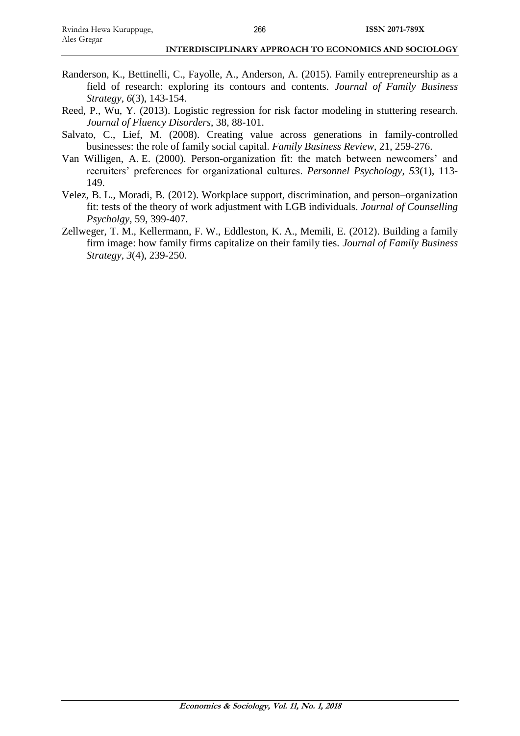Randerson, K., Bettinelli, C., Fayolle, A., Anderson, A. (2015). Family entrepreneurship as a field of research: exploring its contours and contents. *Journal of Family Business Strategy*, *6*(3), 143-154.

Reed, P., Wu, Y. (2013). Logistic regression for risk factor modeling in stuttering research. *Journal of Fluency Disorders*, 38, 88-101.

Salvato, C., Lief, M. (2008). Creating value across generations in family-controlled businesses: the role of family social capital. *Family Business Review*, 21, 259-276.

Van Willigen, A. E. (2000). Person-organization fit: the match between newcomers' and recruiters' preferences for organizational cultures. *Personnel Psychology*, *53*(1), 113-149.

Velez, B. L., Moradi, B. (2012). Workplace support, discrimination, and person–organization fit: tests of the theory of work adjustment with LGB individuals. *Journal of Counselling Psycholgy*, 59, 399-407.

Zellweger, T. M., Kellermann, F. W., Eddleston, K. A., Memili, E. (2012). Building a family firm image: how family firms capitalize on their family ties. *Journal of Family Business Strategy*, *3*(4), 239-250.